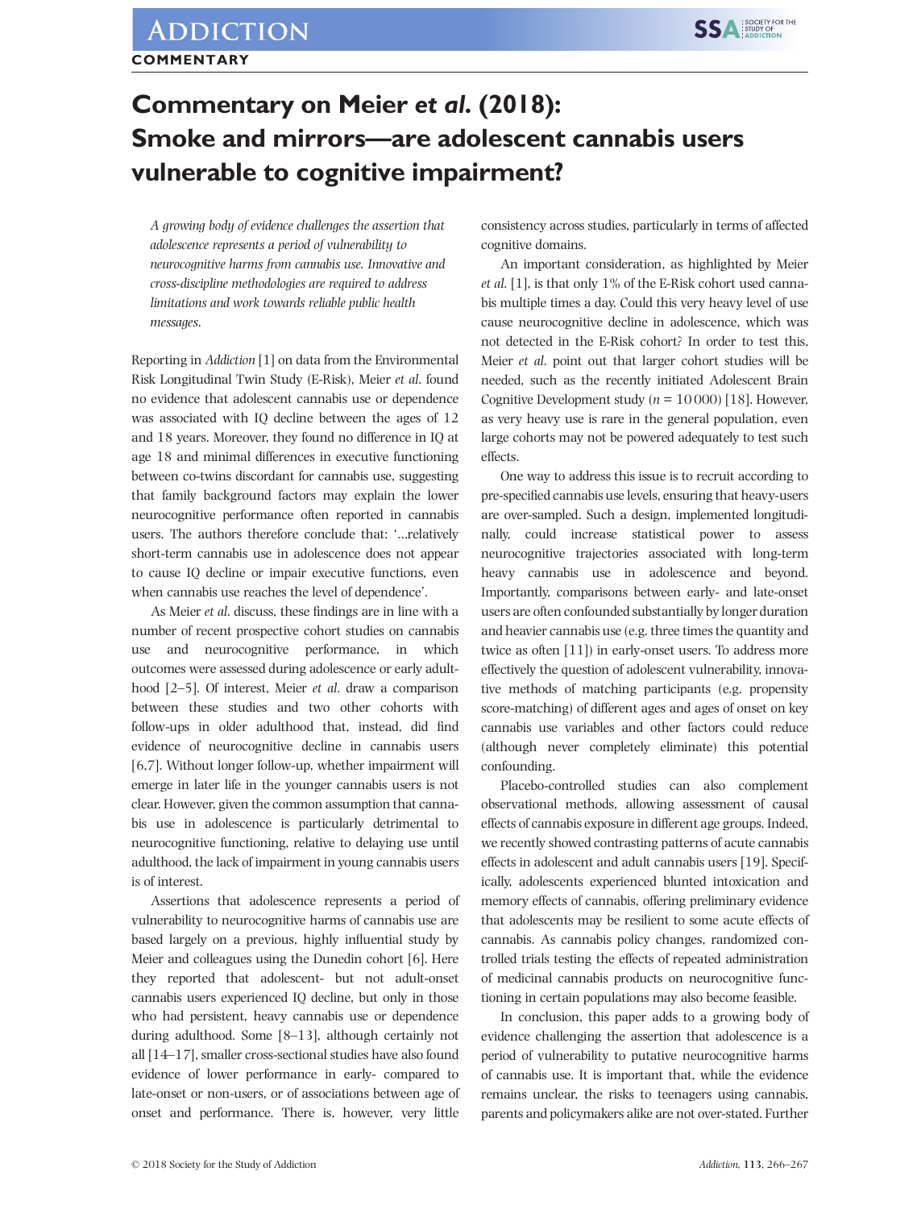COMMENTARY

# Commentary on Meier *et al*. (2018): Smoke and mirrors—are adolescent cannabis users vulnerable to cognitive impairment?

*A growing body of evidence challenges the assertion that adolescence represents a period of vulnerability to neurocognitive harms from cannabis use. Innovative and cross-discipline methodologies are required to address limitations and work towards reliable public health messages.*

Reporting in *Addiction* [1] on data from the Environmental Risk Longitudinal Twin Study (E-Risk), Meier *et al*. found no evidence that adolescent cannabis use or dependence was associated with IQ decline between the ages of 12 and 18 years. Moreover, they found no difference in IQ at age 18 and minimal differences in executive functioning between co-twins discordant for cannabis use, suggesting that family background factors may explain the lower neurocognitive performance often reported in cannabis users. The authors therefore conclude that: '...relatively short-term cannabis use in adolescence does not appear to cause IQ decline or impair executive functions, even when cannabis use reaches the level of dependence'.

As Meier *et al*. discuss, these findings are in line with a number of recent prospective cohort studies on cannabis use and neurocognitive performance, in which outcomes were assessed during adolescence or early adulthood [2–5]. Of interest, Meier *et al*. draw a comparison between these studies and two other cohorts with follow-ups in older adulthood that, instead, did find evidence of neurocognitive decline in cannabis users [6,7]. Without longer follow-up, whether impairment will emerge in later life in the younger cannabis users is not clear. However, given the common assumption that cannabis use in adolescence is particularly detrimental to neurocognitive functioning, relative to delaying use until adulthood, the lack of impairment in young cannabis users is of interest.

Assertions that adolescence represents a period of vulnerability to neurocognitive harms of cannabis use are based largely on a previous, highly influential study by Meier and colleagues using the Dunedin cohort [6]. Here they reported that adolescent- but not adult-onset cannabis users experienced IQ decline, but only in those who had persistent, heavy cannabis use or dependence during adulthood. Some [8–13], although certainly not all [14–17], smaller cross-sectional studies have also found evidence of lower performance in early- compared to late-onset or non-users, or of associations between age of onset and performance. There is, however, very little consistency across studies, particularly in terms of affected cognitive domains.

An important consideration, as highlighted by Meier *et al*. [1], is that only 1% of the E-Risk cohort used cannabis multiple times a day. Could this very heavy level of use cause neurocognitive decline in adolescence, which was not detected in the E-Risk cohort? In order to test this, Meier *et al*. point out that larger cohort studies will be needed, such as the recently initiated Adolescent Brain Cognitive Development study ($n$ = 10 000) [18]. However, as very heavy use is rare in the general population, even large cohorts may not be powered adequately to test such effects.

One way to address this issue is to recruit according to pre-specified cannabis use levels, ensuring that heavy-users are over-sampled. Such a design, implemented longitudinally, could increase statistical power to assess neurocognitive trajectories associated with long-term heavy cannabis use in adolescence and beyond. Importantly, comparisons between early- and late-onset users are often confounded substantially by longer duration and heavier cannabis use (e.g. three times the quantity and twice as often [11]) in early-onset users. To address more effectively the question of adolescent vulnerability, innovative methods of matching participants (e.g. propensity score-matching) of different ages and ages of onset on key cannabis use variables and other factors could reduce (although never completely eliminate) this potential confounding.

Placebo-controlled studies can also complement observational methods, allowing assessment of causal effects of cannabis exposure in different age groups. Indeed, we recently showed contrasting patterns of acute cannabis effects in adolescent and adult cannabis users [19]. Specifically, adolescents experienced blunted intoxication and memory effects of cannabis, offering preliminary evidence that adolescents may be resilient to some acute effects of cannabis. As cannabis policy changes, randomized controlled trials testing the effects of repeated administration of medicinal cannabis products on neurocognitive functioning in certain populations may also become feasible.

In conclusion, this paper adds to a growing body of evidence challenging the assertion that adolescence is a period of vulnerability to putative neurocognitive harms of cannabis use. It is important that, while the evidence remains unclear, the risks to teenagers using cannabis, parents and policymakers alike are not over-stated. Further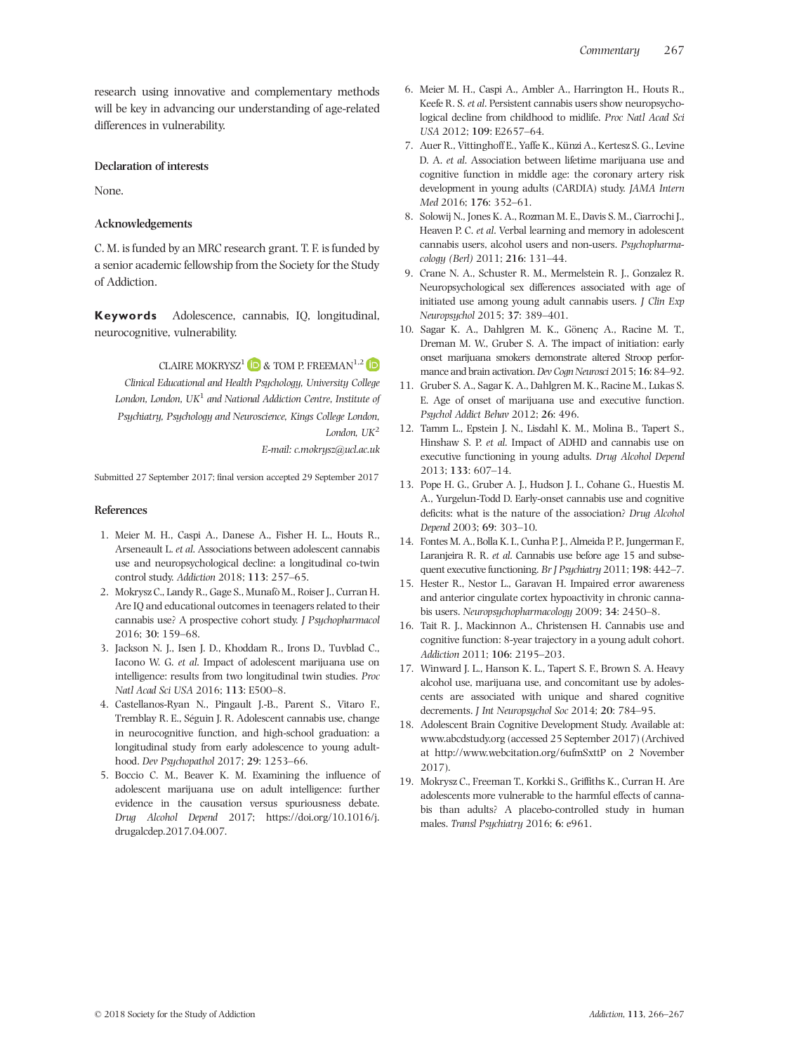research using innovative and complementary methods will be key in advancing our understanding of age-related differences in vulnerability.

### Declaration of interests

None.

### Acknowledgements

C. M. is funded by an MRC research grant. T. F. is funded by a senior academic fellowship from the Society for the Study of Addiction.

**Keywords** Adolescence, cannabis, IQ, longitudinal, neurocognitive, vulnerability.

CLAIRE MOKRYSZ[1] & TOM P. FREEMAN[1,2]

*Clinical Educational and Health Psychology, University College London, London, UK*[1] *and National Addiction Centre, Institute of Psychiatry, Psychology and Neuroscience, Kings College London, London, UK*[2]

*E-mail: c.mokrysz@ucl.ac.uk*

Submitted 27 September 2017; final version accepted 29 September 2017

### References

1. Meier M. H., Caspi A., Danese A., Fisher H. L., Houts R., Arseneault L. *et al*. Associations between adolescent cannabis use and neuropsychological decline: a longitudinal co-twin control study. *Addiction* 2018; **113**: 257–65.
2. Mokrysz C., Landy R., Gage S., Munafò M., Roiser J., Curran H. Are IQ and educational outcomes in teenagers related to their cannabis use? A prospective cohort study. *J Psychopharmacol* 2016; **30**: 159–68.
3. Jackson N. J., Isen J. D., Khoddam R., Irons D., Tuvblad C., Iacono W. G. *et al*. Impact of adolescent marijuana use on intelligence: results from two longitudinal twin studies. *Proc Natl Acad Sci USA* 2016; **113**: E500–8.
4. Castellanos-Ryan N., Pingault J.-B., Parent S., Vitaro F., Tremblay R. E., Séguin J. R. Adolescent cannabis use, change in neurocognitive function, and high-school graduation: a longitudinal study from early adolescence to young adulthood. *Dev Psychopathol* 2017; **29**: 1253–66.
5. Boccio C. M., Beaver K. M. Examining the influence of adolescent marijuana use on adult intelligence: further evidence in the causation versus spuriousness debate. *Drug Alcohol Depend* 2017; https://doi.org/10.1016/j.drugalcdep.2017.04.007.
6. Meier M. H., Caspi A., Ambler A., Harrington H., Houts R., Keefe R. S. *et al*. Persistent cannabis users show neuropsychological decline from childhood to midlife. *Proc Natl Acad Sci USA* 2012; **109**: E2657–64.
7. Auer R., Vittinghoff E., Yaffe K., Künzi A., Kertesz S. G., Levine D. A. *et al*. Association between lifetime marijuana use and cognitive function in middle age: the coronary artery risk development in young adults (CARDIA) study. *JAMA Intern Med* 2016; **176**: 352–61.
8. Solowij N., Jones K. A., Rozman M. E., Davis S. M., Ciarrochi J., Heaven P. C. *et al*. Verbal learning and memory in adolescent cannabis users, alcohol users and non-users. *Psychopharmacology (Berl)* 2011; **216**: 131–44.
9. Crane N. A., Schuster R. M., Mermelstein R. J., Gonzalez R. Neuropsychological sex differences associated with age of initiated use among young adult cannabis users. *J Clin Exp Neuropsychol* 2015; **37**: 389–401.
10. Sagar K. A., Dahlgren M. K., Gönenç A., Racine M. T., Dreman M. W., Gruber S. A. The impact of initiation: early onset marijuana smokers demonstrate altered Stroop performance and brain activation. *Dev Cogn Neurosci* 2015; **16**: 84–92.
11. Gruber S. A., Sagar K. A., Dahlgren M. K., Racine M., Lukas S. E. Age of onset of marijuana use and executive function. *Psychol Addict Behav* 2012; **26**: 496.
12. Tamm L., Epstein J. N., Lisdahl K. M., Molina B., Tapert S., Hinshaw S. P. *et al*. Impact of ADHD and cannabis use on executive functioning in young adults. *Drug Alcohol Depend* 2013; **133**: 607–14.
13. Pope H. G., Gruber A. J., Hudson J. I., Cohane G., Huestis M. A., Yurgelun-Todd D. Early-onset cannabis use and cognitive deficits: what is the nature of the association? *Drug Alcohol Depend* 2003; **69**: 303–10.
14. Fontes M. A., Bolla K. I., Cunha P. J., Almeida P. P., Jungerman F., Laranjeira R. R. *et al*. Cannabis use before age 15 and subsequent executive functioning. *Br J Psychiatry* 2011; **198**: 442–7.
15. Hester R., Nestor L., Garavan H. Impaired error awareness and anterior cingulate cortex hypoactivity in chronic cannabis users. *Neuropsychopharmacology* 2009; **34**: 2450–8.
16. Tait R. J., Mackinnon A., Christensen H. Cannabis use and cognitive function: 8-year trajectory in a young adult cohort. *Addiction* 2011; **106**: 2195–203.
17. Winward J. L., Hanson K. L., Tapert S. F., Brown S. A. Heavy alcohol use, marijuana use, and concomitant use by adolescents are associated with unique and shared cognitive decrements. *J Int Neuropsychol Soc* 2014; **20**: 784–95.
18. Adolescent Brain Cognitive Development Study. Available at: www.abcdstudy.org (accessed 25 September 2017) (Archived at http://www.webcitation.org/6ufmSxttP on 2 November 2017).
19. Mokrysz C., Freeman T., Korkki S., Griffiths K., Curran H. Are adolescents more vulnerable to the harmful effects of cannabis than adults? A placebo-controlled study in human males. *Transl Psychiatry* 2016; **6**: e961.